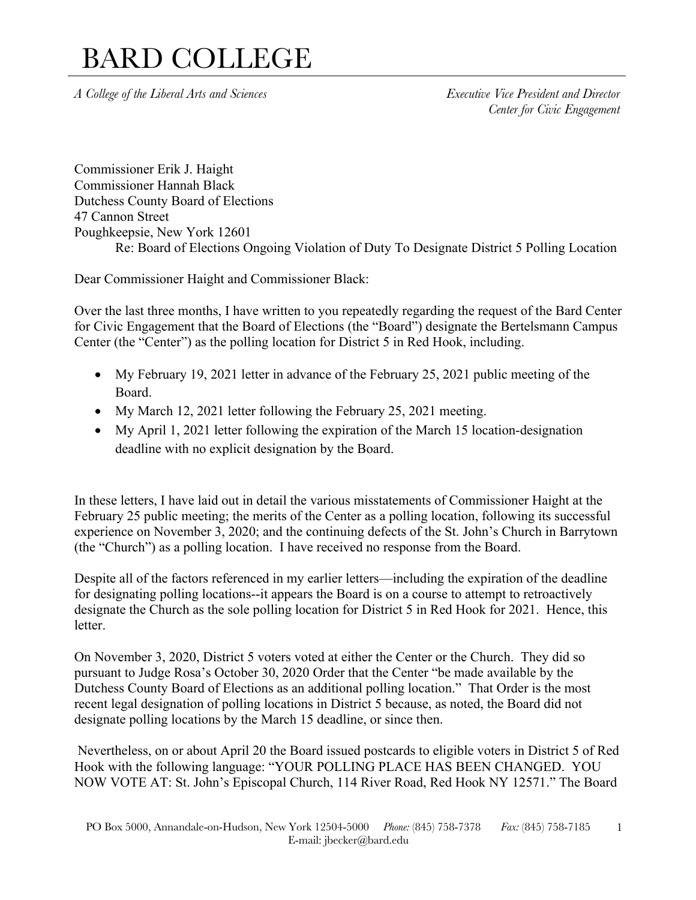# BARD COLLEGE

*A College of the Liberal Arts and Sciences*

*Executive Vice President and Director*
*Center for Civic Engagement*

Commissioner Erik J. Haight
Commissioner Hannah Black
Dutchess County Board of Elections
47 Cannon Street
Poughkeepsie, New York 12601

Re: Board of Elections Ongoing Violation of Duty To Designate District 5 Polling Location

Dear Commissioner Haight and Commissioner Black:

Over the last three months, I have written to you repeatedly regarding the request of the Bard Center for Civic Engagement that the Board of Elections (the "Board") designate the Bertelsmann Campus Center (the "Center") as the polling location for District 5 in Red Hook, including.

- My February 19, 2021 letter in advance of the February 25, 2021 public meeting of the Board.
- My March 12, 2021 letter following the February 25, 2021 meeting.
- My April 1, 2021 letter following the expiration of the March 15 location-designation deadline with no explicit designation by the Board.

In these letters, I have laid out in detail the various misstatements of Commissioner Haight at the February 25 public meeting; the merits of the Center as a polling location, following its successful experience on November 3, 2020; and the continuing defects of the St. John's Church in Barrytown (the "Church") as a polling location. I have received no response from the Board.

Despite all of the factors referenced in my earlier letters—including the expiration of the deadline for designating polling locations--it appears the Board is on a course to attempt to retroactively designate the Church as the sole polling location for District 5 in Red Hook for 2021. Hence, this letter.

On November 3, 2020, District 5 voters voted at either the Center or the Church. They did so pursuant to Judge Rosa's October 30, 2020 Order that the Center "be made available by the Dutchess County Board of Elections as an additional polling location." That Order is the most recent legal designation of polling locations in District 5 because, as noted, the Board did not designate polling locations by the March 15 deadline, or since then.

Nevertheless, on or about April 20 the Board issued postcards to eligible voters in District 5 of Red Hook with the following language: "YOUR POLLING PLACE HAS BEEN CHANGED. YOU NOW VOTE AT: St. John's Episcopal Church, 114 River Road, Red Hook NY 12571." The Board

PO Box 5000, Annandale-on-Hudson, New York 12504-5000 *Phone:* (845) 758-7378 *Fax:* (845) 758-7185
E-mail: jbecker@bard.edu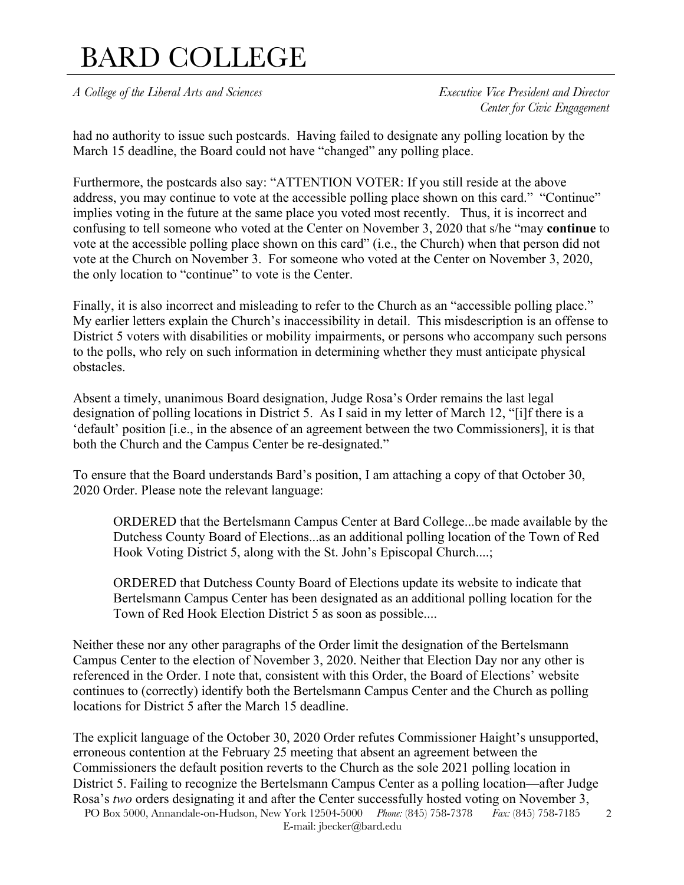had no authority to issue such postcards. Having failed to designate any polling location by the March 15 deadline, the Board could not have "changed" any polling place.

Furthermore, the postcards also say: "ATTENTION VOTER: If you still reside at the above address, you may continue to vote at the accessible polling place shown on this card." "Continue" implies voting in the future at the same place you voted most recently. Thus, it is incorrect and confusing to tell someone who voted at the Center on November 3, 2020 that s/he "may **continue** to vote at the accessible polling place shown on this card" (i.e., the Church) when that person did not vote at the Church on November 3. For someone who voted at the Center on November 3, 2020, the only location to "continue" to vote is the Center.

Finally, it is also incorrect and misleading to refer to the Church as an "accessible polling place." My earlier letters explain the Church's inaccessibility in detail. This misdescription is an offense to District 5 voters with disabilities or mobility impairments, or persons who accompany such persons to the polls, who rely on such information in determining whether they must anticipate physical obstacles.

Absent a timely, unanimous Board designation, Judge Rosa's Order remains the last legal designation of polling locations in District 5. As I said in my letter of March 12, "[i]f there is a 'default' position [i.e., in the absence of an agreement between the two Commissioners], it is that both the Church and the Campus Center be re-designated."

To ensure that the Board understands Bard's position, I am attaching a copy of that October 30, 2020 Order. Please note the relevant language:

> ORDERED that the Bertelsmann Campus Center at Bard College...be made available by the Dutchess County Board of Elections...as an additional polling location of the Town of Red Hook Voting District 5, along with the St. John's Episcopal Church....;
>
> ORDERED that Dutchess County Board of Elections update its website to indicate that Bertelsmann Campus Center has been designated as an additional polling location for the Town of Red Hook Election District 5 as soon as possible....

Neither these nor any other paragraphs of the Order limit the designation of the Bertelsmann Campus Center to the election of November 3, 2020. Neither that Election Day nor any other is referenced in the Order. I note that, consistent with this Order, the Board of Elections' website continues to (correctly) identify both the Bertelsmann Campus Center and the Church as polling locations for District 5 after the March 15 deadline.

The explicit language of the October 30, 2020 Order refutes Commissioner Haight's unsupported, erroneous contention at the February 25 meeting that absent an agreement between the Commissioners the default position reverts to the Church as the sole 2021 polling location in District 5. Failing to recognize the Bertelsmann Campus Center as a polling location—after Judge Rosa's *two* orders designating it and after the Center successfully hosted voting on November 3,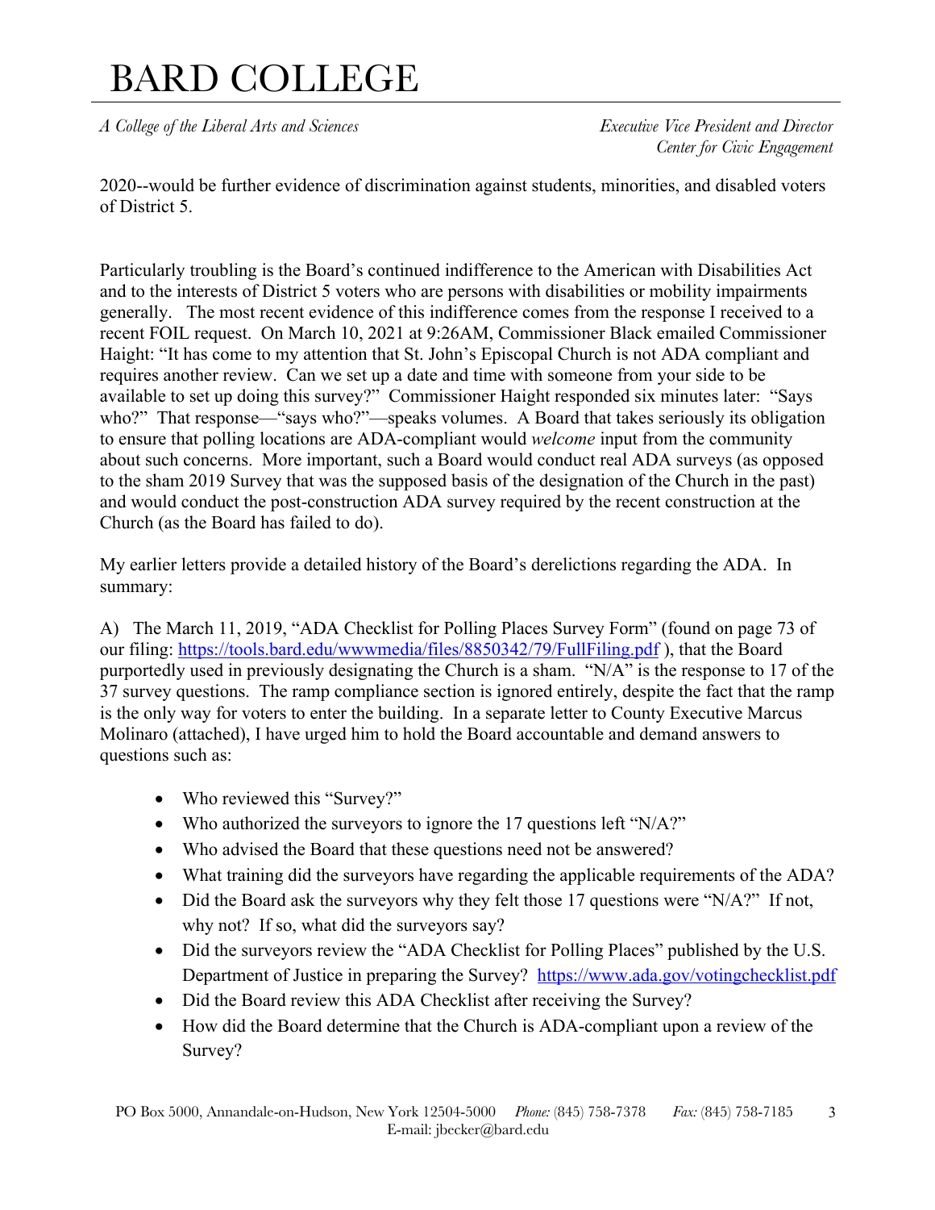2020--would be further evidence of discrimination against students, minorities, and disabled voters of District 5.

Particularly troubling is the Board's continued indifference to the American with Disabilities Act and to the interests of District 5 voters who are persons with disabilities or mobility impairments generally. The most recent evidence of this indifference comes from the response I received to a recent FOIL request. On March 10, 2021 at 9:26AM, Commissioner Black emailed Commissioner Haight: "It has come to my attention that St. John's Episcopal Church is not ADA compliant and requires another review. Can we set up a date and time with someone from your side to be available to set up doing this survey?" Commissioner Haight responded six minutes later: "Says who?" That response—"says who?"—speaks volumes. A Board that takes seriously its obligation to ensure that polling locations are ADA-compliant would *welcome* input from the community about such concerns. More important, such a Board would conduct real ADA surveys (as opposed to the sham 2019 Survey that was the supposed basis of the designation of the Church in the past) and would conduct the post-construction ADA survey required by the recent construction at the Church (as the Board has failed to do).

My earlier letters provide a detailed history of the Board's derelictions regarding the ADA. In summary:

A) The March 11, 2019, "ADA Checklist for Polling Places Survey Form" (found on page 73 of our filing: https://tools.bard.edu/wwwmedia/files/8850342/79/FullFiling.pdf ), that the Board purportedly used in previously designating the Church is a sham. "N/A" is the response to 17 of the 37 survey questions. The ramp compliance section is ignored entirely, despite the fact that the ramp is the only way for voters to enter the building. In a separate letter to County Executive Marcus Molinaro (attached), I have urged him to hold the Board accountable and demand answers to questions such as:

- Who reviewed this "Survey?"
- Who authorized the surveyors to ignore the 17 questions left "N/A?"
- Who advised the Board that these questions need not be answered?
- What training did the surveyors have regarding the applicable requirements of the ADA?
- Did the Board ask the surveyors why they felt those 17 questions were "N/A?" If not, why not? If so, what did the surveyors say?
- Did the surveyors review the "ADA Checklist for Polling Places" published by the U.S. Department of Justice in preparing the Survey? https://www.ada.gov/votingchecklist.pdf
- Did the Board review this ADA Checklist after receiving the Survey?
- How did the Board determine that the Church is ADA-compliant upon a review of the Survey?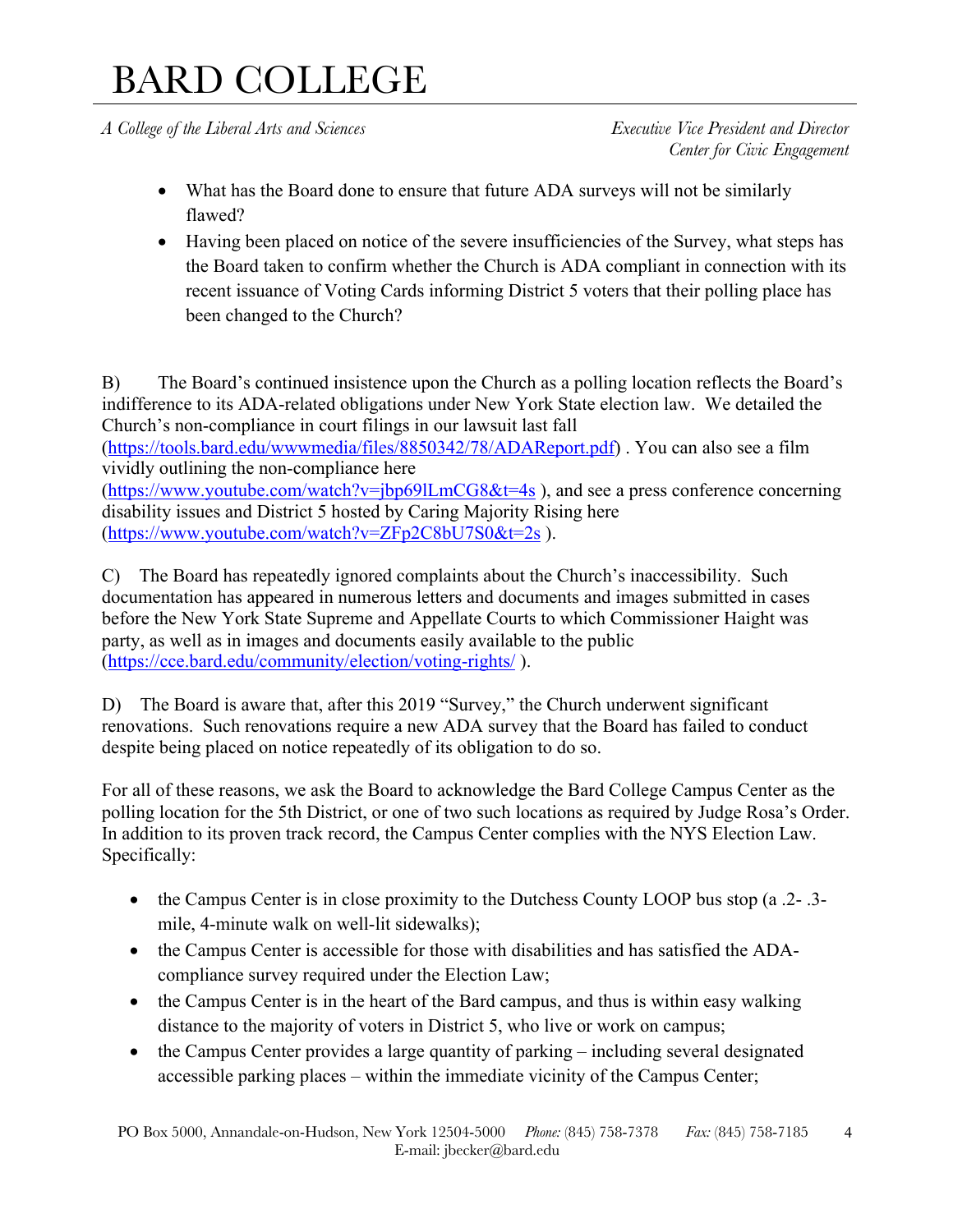- What has the Board done to ensure that future ADA surveys will not be similarly flawed?
- Having been placed on notice of the severe insufficiencies of the Survey, what steps has the Board taken to confirm whether the Church is ADA compliant in connection with its recent issuance of Voting Cards informing District 5 voters that their polling place has been changed to the Church?

B) The Board's continued insistence upon the Church as a polling location reflects the Board's indifference to its ADA-related obligations under New York State election law. We detailed the Church's non-compliance in court filings in our lawsuit last fall (https://tools.bard.edu/wwwmedia/files/8850342/78/ADAReport.pdf) . You can also see a film vividly outlining the non-compliance here (https://www.youtube.com/watch?v=jbp69lLmCG8&t=4s ), and see a press conference concerning disability issues and District 5 hosted by Caring Majority Rising here (https://www.youtube.com/watch?v=ZFp2C8bU7S0&t=2s ).

C) The Board has repeatedly ignored complaints about the Church's inaccessibility. Such documentation has appeared in numerous letters and documents and images submitted in cases before the New York State Supreme and Appellate Courts to which Commissioner Haight was party, as well as in images and documents easily available to the public (https://cce.bard.edu/community/election/voting-rights/ ).

D) The Board is aware that, after this 2019 "Survey," the Church underwent significant renovations. Such renovations require a new ADA survey that the Board has failed to conduct despite being placed on notice repeatedly of its obligation to do so.

For all of these reasons, we ask the Board to acknowledge the Bard College Campus Center as the polling location for the 5th District, or one of two such locations as required by Judge Rosa's Order. In addition to its proven track record, the Campus Center complies with the NYS Election Law. Specifically:

- the Campus Center is in close proximity to the Dutchess County LOOP bus stop (a .2- .3-mile, 4-minute walk on well-lit sidewalks);
- the Campus Center is accessible for those with disabilities and has satisfied the ADA-compliance survey required under the Election Law;
- the Campus Center is in the heart of the Bard campus, and thus is within easy walking distance to the majority of voters in District 5, who live or work on campus;
- the Campus Center provides a large quantity of parking – including several designated accessible parking places – within the immediate vicinity of the Campus Center;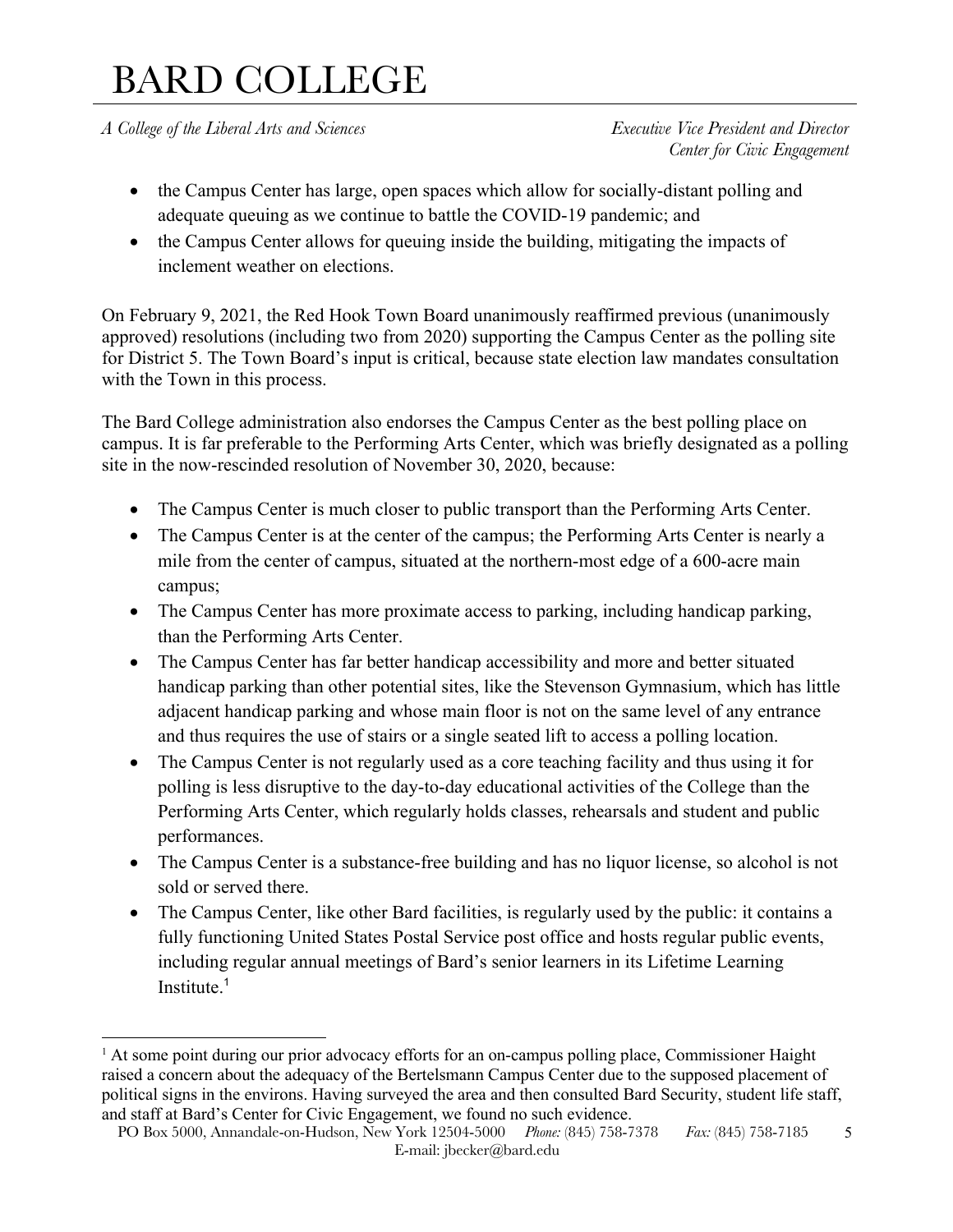- the Campus Center has large, open spaces which allow for socially-distant polling and adequate queuing as we continue to battle the COVID-19 pandemic; and
- the Campus Center allows for queuing inside the building, mitigating the impacts of inclement weather on elections.

On February 9, 2021, the Red Hook Town Board unanimously reaffirmed previous (unanimously approved) resolutions (including two from 2020) supporting the Campus Center as the polling site for District 5. The Town Board's input is critical, because state election law mandates consultation with the Town in this process.

The Bard College administration also endorses the Campus Center as the best polling place on campus. It is far preferable to the Performing Arts Center, which was briefly designated as a polling site in the now-rescinded resolution of November 30, 2020, because:

- The Campus Center is much closer to public transport than the Performing Arts Center.
- The Campus Center is at the center of the campus; the Performing Arts Center is nearly a mile from the center of campus, situated at the northern-most edge of a 600-acre main campus;
- The Campus Center has more proximate access to parking, including handicap parking, than the Performing Arts Center.
- The Campus Center has far better handicap accessibility and more and better situated handicap parking than other potential sites, like the Stevenson Gymnasium, which has little adjacent handicap parking and whose main floor is not on the same level of any entrance and thus requires the use of stairs or a single seated lift to access a polling location.
- The Campus Center is not regularly used as a core teaching facility and thus using it for polling is less disruptive to the day-to-day educational activities of the College than the Performing Arts Center, which regularly holds classes, rehearsals and student and public performances.
- The Campus Center is a substance-free building and has no liquor license, so alcohol is not sold or served there.
- The Campus Center, like other Bard facilities, is regularly used by the public: it contains a fully functioning United States Postal Service post office and hosts regular public events, including regular annual meetings of Bard's senior learners in its Lifetime Learning Institute.[1]

---

[1] At some point during our prior advocacy efforts for an on-campus polling place, Commissioner Haight raised a concern about the adequacy of the Bertelsmann Campus Center due to the supposed placement of political signs in the environs. Having surveyed the area and then consulted Bard Security, student life staff, and staff at Bard's Center for Civic Engagement, we found no such evidence.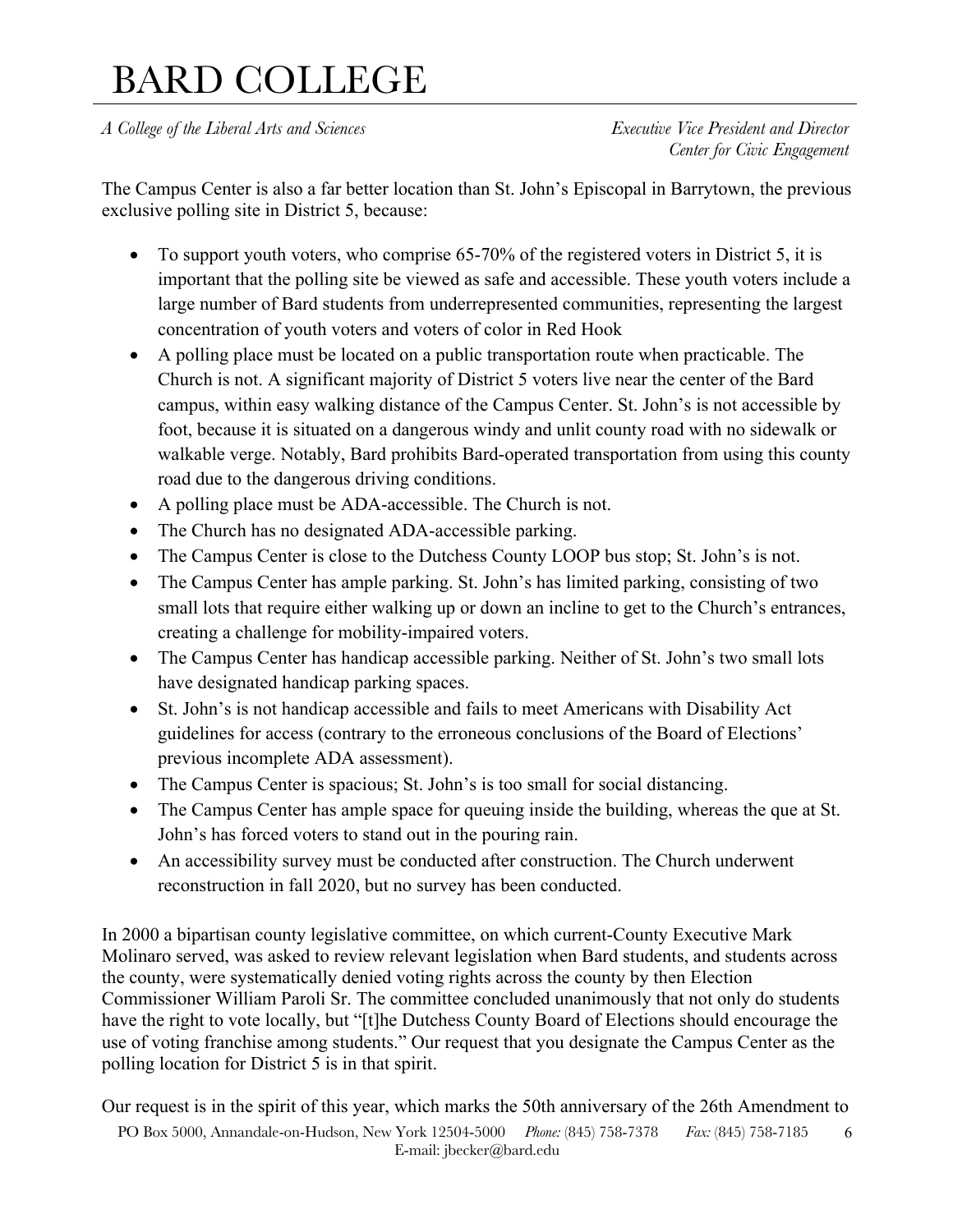The Campus Center is also a far better location than St. John's Episcopal in Barrytown, the previous exclusive polling site in District 5, because:

- To support youth voters, who comprise 65-70% of the registered voters in District 5, it is important that the polling site be viewed as safe and accessible. These youth voters include a large number of Bard students from underrepresented communities, representing the largest concentration of youth voters and voters of color in Red Hook
- A polling place must be located on a public transportation route when practicable. The Church is not. A significant majority of District 5 voters live near the center of the Bard campus, within easy walking distance of the Campus Center. St. John's is not accessible by foot, because it is situated on a dangerous windy and unlit county road with no sidewalk or walkable verge. Notably, Bard prohibits Bard-operated transportation from using this county road due to the dangerous driving conditions.
- A polling place must be ADA-accessible. The Church is not.
- The Church has no designated ADA-accessible parking.
- The Campus Center is close to the Dutchess County LOOP bus stop; St. John's is not.
- The Campus Center has ample parking. St. John's has limited parking, consisting of two small lots that require either walking up or down an incline to get to the Church's entrances, creating a challenge for mobility-impaired voters.
- The Campus Center has handicap accessible parking. Neither of St. John's two small lots have designated handicap parking spaces.
- St. John's is not handicap accessible and fails to meet Americans with Disability Act guidelines for access (contrary to the erroneous conclusions of the Board of Elections' previous incomplete ADA assessment).
- The Campus Center is spacious; St. John's is too small for social distancing.
- The Campus Center has ample space for queuing inside the building, whereas the que at St. John's has forced voters to stand out in the pouring rain.
- An accessibility survey must be conducted after construction. The Church underwent reconstruction in fall 2020, but no survey has been conducted.

In 2000 a bipartisan county legislative committee, on which current-County Executive Mark Molinaro served, was asked to review relevant legislation when Bard students, and students across the county, were systematically denied voting rights across the county by then Election Commissioner William Paroli Sr. The committee concluded unanimously that not only do students have the right to vote locally, but "[t]he Dutchess County Board of Elections should encourage the use of voting franchise among students." Our request that you designate the Campus Center as the polling location for District 5 is in that spirit.

Our request is in the spirit of this year, which marks the 50th anniversary of the 26th Amendment to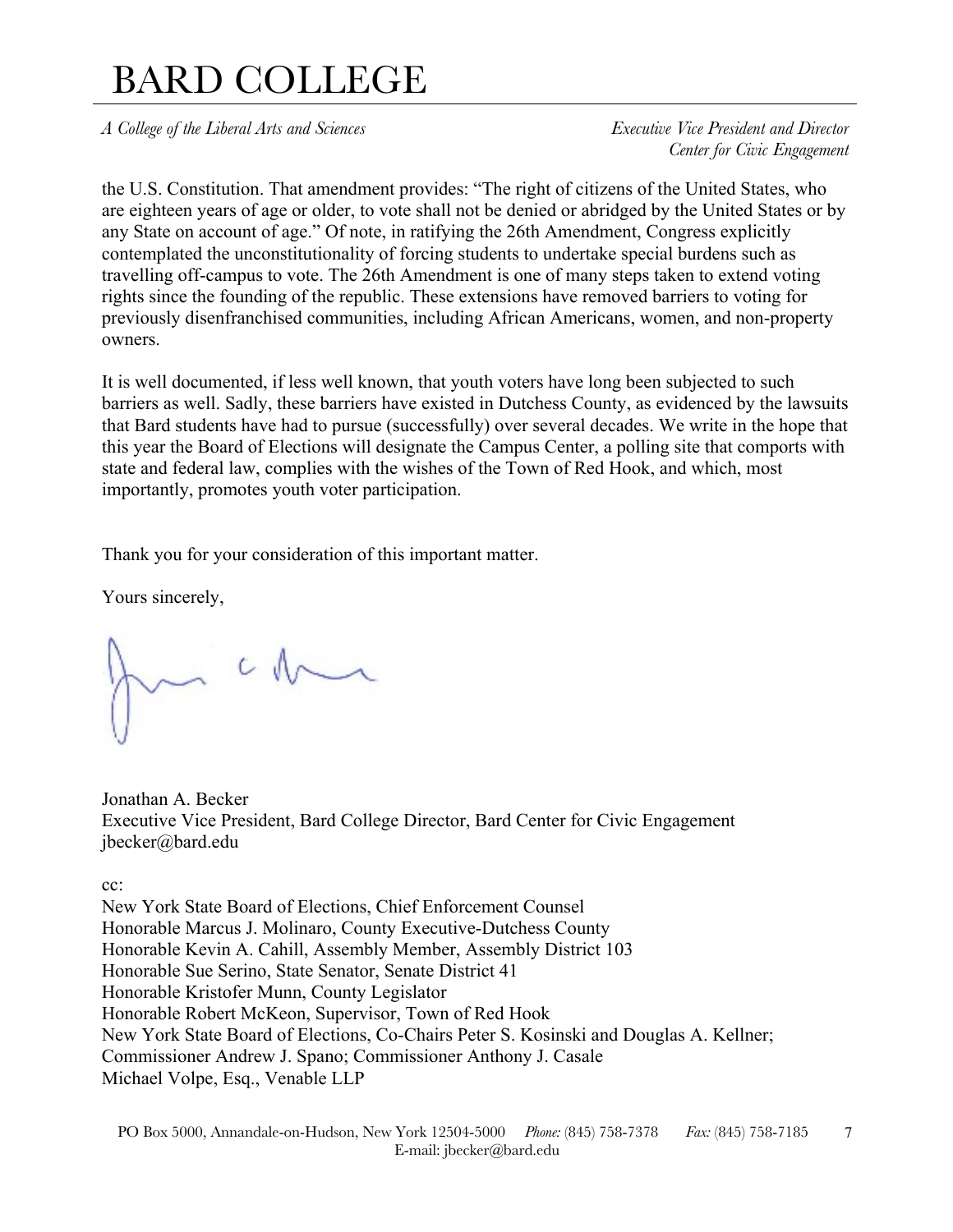the U.S. Constitution. That amendment provides: "The right of citizens of the United States, who are eighteen years of age or older, to vote shall not be denied or abridged by the United States or by any State on account of age." Of note, in ratifying the 26th Amendment, Congress explicitly contemplated the unconstitutionality of forcing students to undertake special burdens such as travelling off-campus to vote. The 26th Amendment is one of many steps taken to extend voting rights since the founding of the republic. These extensions have removed barriers to voting for previously disenfranchised communities, including African Americans, women, and non-property owners.

It is well documented, if less well known, that youth voters have long been subjected to such barriers as well. Sadly, these barriers have existed in Dutchess County, as evidenced by the lawsuits that Bard students have had to pursue (successfully) over several decades. We write in the hope that this year the Board of Elections will designate the Campus Center, a polling site that comports with state and federal law, complies with the wishes of the Town of Red Hook, and which, most importantly, promotes youth voter participation.

Thank you for your consideration of this important matter.

Yours sincerely,

Jonathan A. Becker
Executive Vice President, Bard College Director, Bard Center for Civic Engagement
jbecker@bard.edu

cc:
New York State Board of Elections, Chief Enforcement Counsel
Honorable Marcus J. Molinaro, County Executive-Dutchess County
Honorable Kevin A. Cahill, Assembly Member, Assembly District 103
Honorable Sue Serino, State Senator, Senate District 41
Honorable Kristofer Munn, County Legislator
Honorable Robert McKeon, Supervisor, Town of Red Hook
New York State Board of Elections, Co-Chairs Peter S. Kosinski and Douglas A. Kellner; Commissioner Andrew J. Spano; Commissioner Anthony J. Casale
Michael Volpe, Esq., Venable LLP